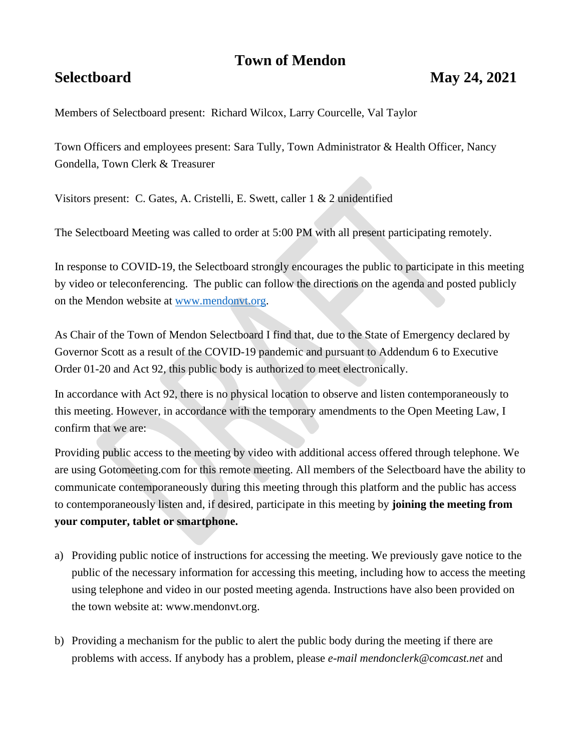# Town of Mendon

## Selectboard May 24, 2021

Members of Selectboard present: Richard Wilcox, Larry Courcelle, Val Taylor

Town Officers and employees present: Sara Tully, Town Administrator & Health Officer, Nancy Gondella, Town Clerk & Treasurer

Visitors present: C. Gates, A. Cristelli, E. Swett, caller 1 & 2 unidentified

The Selectboard Meeting was called to order at 5:00 PM with all present participating remotely.

In response to COVID-19, the Selectboard strongly encourages the public to participate in this meeting by video or teleconferencing. The public can follow the directions on the agenda and posted publicly on the Mendon website at [www.mendonvt.org](http://www.mendonvt.org).

As Chair of the Town of Mendon Selectboard I find that, due to the State of Emergency declared by Governor Scott as a result of the COVID-19 pandemic and pursuant to Addendum 6 to Executive Order 01-20 and Act 92, this public body is authorized to meet electronically.

In accordance with Act 92, there is no physical location to observe and listen contemporaneously to this meeting. However, in accordance with the temporary amendments to the Open Meeting Law, I confirm that we are:

Providing public access to the meeting by video with additional access offered through telephone. We are using Gotomeeting.com for this remote meeting. All members of the Selectboard have the ability to communicate contemporaneously during this meeting through this platform and the public has access to contemporaneously listen and, if desired, participate in this meeting by **joining the meeting from your computer, tablet or smartphone.**

a) Providing public notice of instructions for accessing the meeting. We previously gave notice to the public of the necessary information for accessing this meeting, including how to access the meeting using telephone and video in our posted meeting agenda. Instructions have also been provided on the town website at: www.mendonvt.org.

b) Providing a mechanism for the public to alert the public body during the meeting if there are problems with access. If anybody has a problem, please *e-mail mendonclerk@comcast.net* and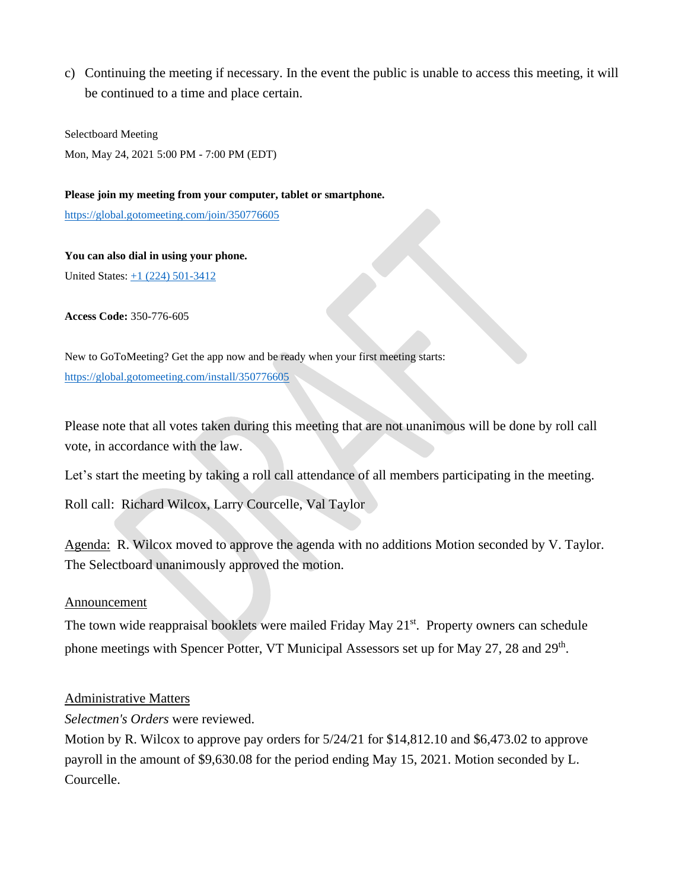c) Continuing the meeting if necessary. In the event the public is unable to access this meeting, it will be continued to a time and place certain.

Selectboard Meeting

Mon, May 24, 2021 5:00 PM - 7:00 PM (EDT)

**Please join my meeting from your computer, tablet or smartphone.**

https://global.gotomeeting.com/join/350776605

**You can also dial in using your phone.**

United States: +1 (224) 501-3412

**Access Code:** 350-776-605

New to GoToMeeting? Get the app now and be ready when your first meeting starts:
https://global.gotomeeting.com/install/350776605

Please note that all votes taken during this meeting that are not unanimous will be done by roll call vote, in accordance with the law.

Let's start the meeting by taking a roll call attendance of all members participating in the meeting.

Roll call: Richard Wilcox, Larry Courcelle, Val Taylor

Agenda: R. Wilcox moved to approve the agenda with no additions Motion seconded by V. Taylor. The Selectboard unanimously approved the motion.

Announcement

The town wide reappraisal booklets were mailed Friday May 21st. Property owners can schedule phone meetings with Spencer Potter, VT Municipal Assessors set up for May 27, 28 and 29th.

Administrative Matters

*Selectmen's Orders* were reviewed.

Motion by R. Wilcox to approve pay orders for 5/24/21 for $14,812.10 and $6,473.02 to approve payroll in the amount of $9,630.08 for the period ending May 15, 2021. Motion seconded by L. Courcelle.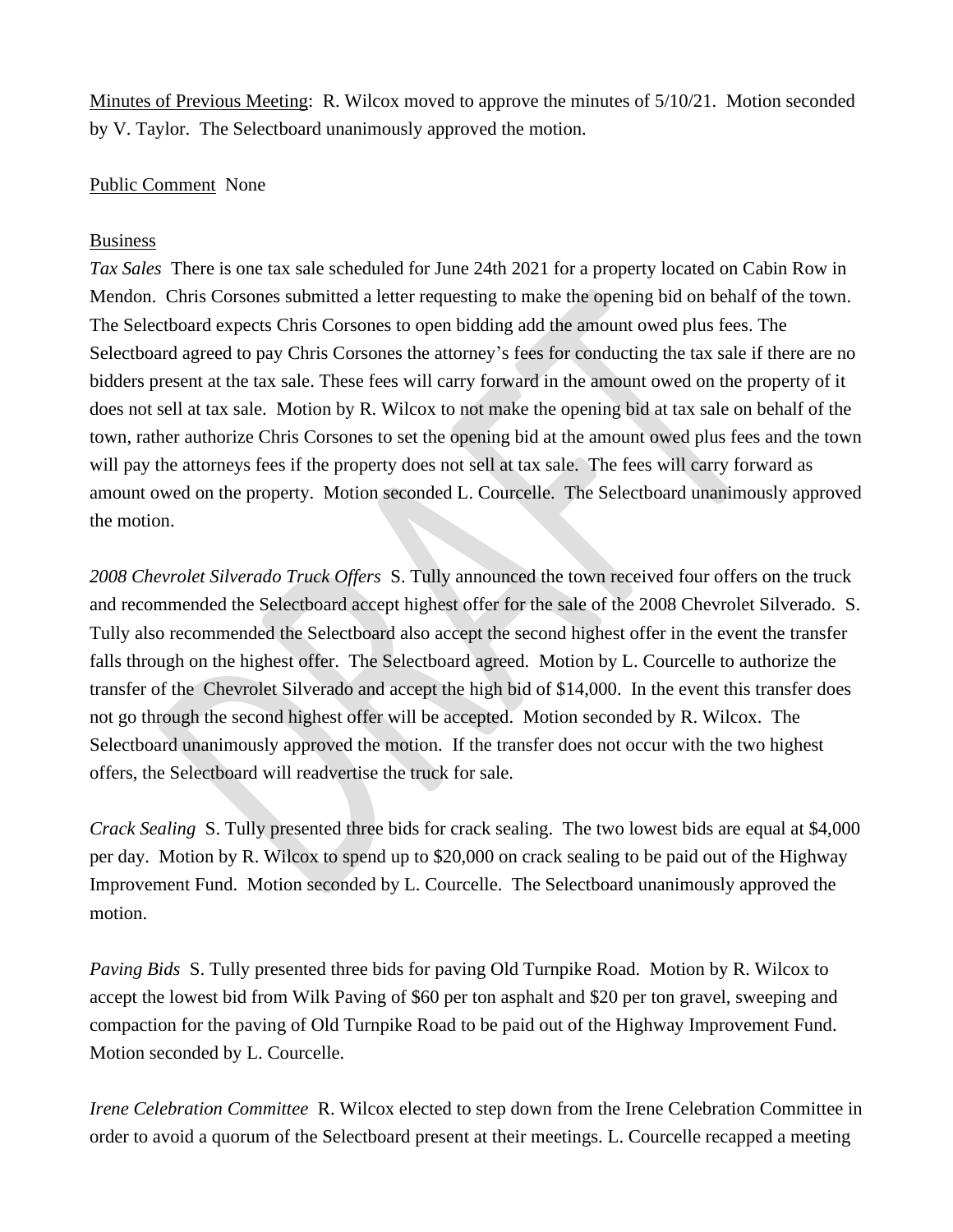Minutes of Previous Meeting: R. Wilcox moved to approve the minutes of 5/10/21. Motion seconded by V. Taylor. The Selectboard unanimously approved the motion.

Public Comment None

Business

*Tax Sales* There is one tax sale scheduled for June 24th 2021 for a property located on Cabin Row in Mendon. Chris Corsones submitted a letter requesting to make the opening bid on behalf of the town. The Selectboard expects Chris Corsones to open bidding add the amount owed plus fees. The Selectboard agreed to pay Chris Corsones the attorney's fees for conducting the tax sale if there are no bidders present at the tax sale. These fees will carry forward in the amount owed on the property of it does not sell at tax sale. Motion by R. Wilcox to not make the opening bid at tax sale on behalf of the town, rather authorize Chris Corsones to set the opening bid at the amount owed plus fees and the town will pay the attorneys fees if the property does not sell at tax sale. The fees will carry forward as amount owed on the property. Motion seconded L. Courcelle. The Selectboard unanimously approved the motion.

*2008 Chevrolet Silverado Truck Offers* S. Tully announced the town received four offers on the truck and recommended the Selectboard accept highest offer for the sale of the 2008 Chevrolet Silverado. S. Tully also recommended the Selectboard also accept the second highest offer in the event the transfer falls through on the highest offer. The Selectboard agreed. Motion by L. Courcelle to authorize the transfer of the Chevrolet Silverado and accept the high bid of $14,000. In the event this transfer does not go through the second highest offer will be accepted. Motion seconded by R. Wilcox. The Selectboard unanimously approved the motion. If the transfer does not occur with the two highest offers, the Selectboard will readvertise the truck for sale.

*Crack Sealing* S. Tully presented three bids for crack sealing. The two lowest bids are equal at $4,000 per day. Motion by R. Wilcox to spend up to $20,000 on crack sealing to be paid out of the Highway Improvement Fund. Motion seconded by L. Courcelle. The Selectboard unanimously approved the motion.

*Paving Bids* S. Tully presented three bids for paving Old Turnpike Road. Motion by R. Wilcox to accept the lowest bid from Wilk Paving of $60 per ton asphalt and $20 per ton gravel, sweeping and compaction for the paving of Old Turnpike Road to be paid out of the Highway Improvement Fund. Motion seconded by L. Courcelle.

*Irene Celebration Committee* R. Wilcox elected to step down from the Irene Celebration Committee in order to avoid a quorum of the Selectboard present at their meetings. L. Courcelle recapped a meeting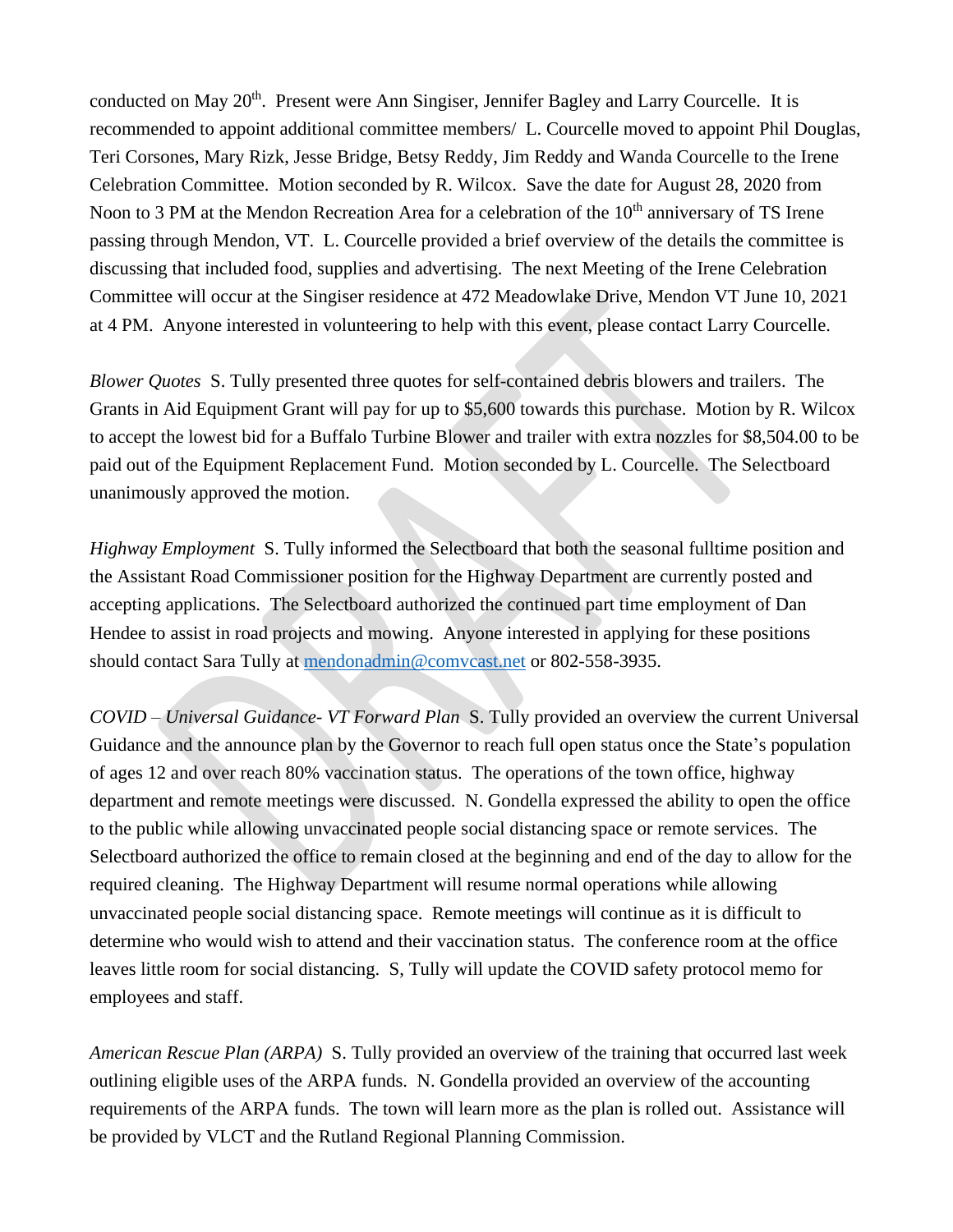conducted on May 20th. Present were Ann Singiser, Jennifer Bagley and Larry Courcelle. It is recommended to appoint additional committee members/ L. Courcelle moved to appoint Phil Douglas, Teri Corsones, Mary Rizk, Jesse Bridge, Betsy Reddy, Jim Reddy and Wanda Courcelle to the Irene Celebration Committee. Motion seconded by R. Wilcox. Save the date for August 28, 2020 from Noon to 3 PM at the Mendon Recreation Area for a celebration of the 10th anniversary of TS Irene passing through Mendon, VT. L. Courcelle provided a brief overview of the details the committee is discussing that included food, supplies and advertising. The next Meeting of the Irene Celebration Committee will occur at the Singiser residence at 472 Meadowlake Drive, Mendon VT June 10, 2021 at 4 PM. Anyone interested in volunteering to help with this event, please contact Larry Courcelle.

*Blower Quotes* S. Tully presented three quotes for self-contained debris blowers and trailers. The Grants in Aid Equipment Grant will pay for up to $5,600 towards this purchase. Motion by R. Wilcox to accept the lowest bid for a Buffalo Turbine Blower and trailer with extra nozzles for $8,504.00 to be paid out of the Equipment Replacement Fund. Motion seconded by L. Courcelle. The Selectboard unanimously approved the motion.

*Highway Employment* S. Tully informed the Selectboard that both the seasonal fulltime position and the Assistant Road Commissioner position for the Highway Department are currently posted and accepting applications. The Selectboard authorized the continued part time employment of Dan Hendee to assist in road projects and mowing. Anyone interested in applying for these positions should contact Sara Tully at mendonadmin@comvcast.net or 802-558-3935.

*COVID – Universal Guidance- VT Forward Plan* S. Tully provided an overview the current Universal Guidance and the announce plan by the Governor to reach full open status once the State's population of ages 12 and over reach 80% vaccination status. The operations of the town office, highway department and remote meetings were discussed. N. Gondella expressed the ability to open the office to the public while allowing unvaccinated people social distancing space or remote services. The Selectboard authorized the office to remain closed at the beginning and end of the day to allow for the required cleaning. The Highway Department will resume normal operations while allowing unvaccinated people social distancing space. Remote meetings will continue as it is difficult to determine who would wish to attend and their vaccination status. The conference room at the office leaves little room for social distancing. S, Tully will update the COVID safety protocol memo for employees and staff.

*American Rescue Plan (ARPA)* S. Tully provided an overview of the training that occurred last week outlining eligible uses of the ARPA funds. N. Gondella provided an overview of the accounting requirements of the ARPA funds. The town will learn more as the plan is rolled out. Assistance will be provided by VLCT and the Rutland Regional Planning Commission.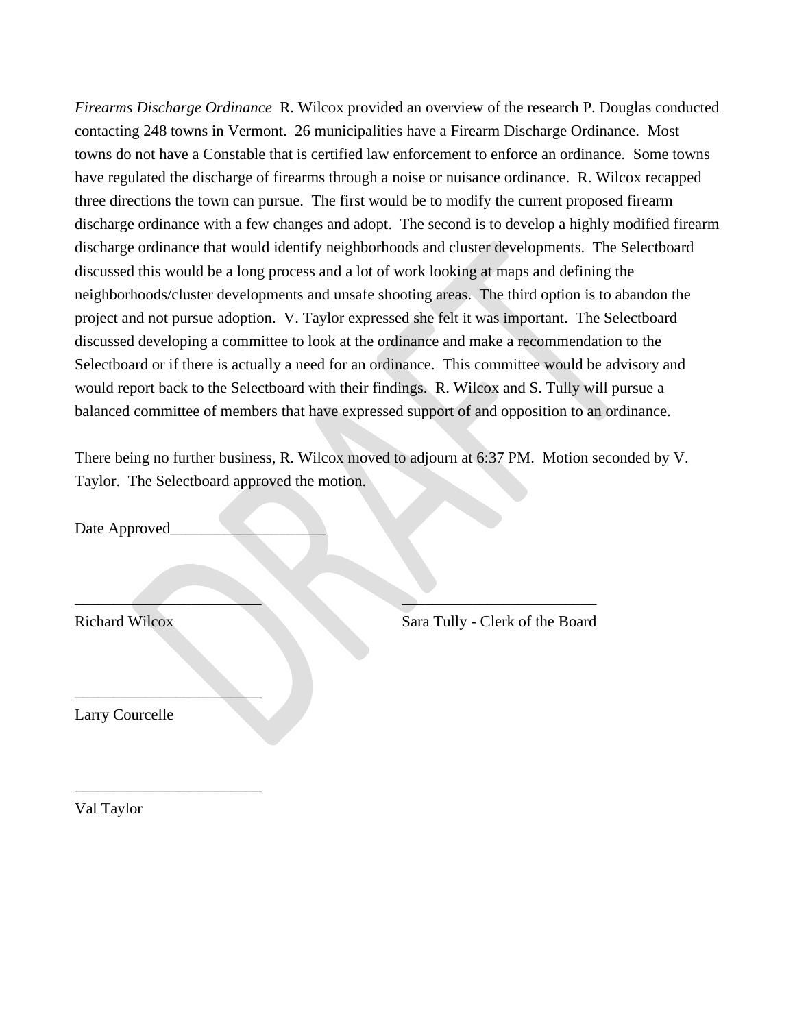*Firearms Discharge Ordinance* R. Wilcox provided an overview of the research P. Douglas conducted contacting 248 towns in Vermont. 26 municipalities have a Firearm Discharge Ordinance. Most towns do not have a Constable that is certified law enforcement to enforce an ordinance. Some towns have regulated the discharge of firearms through a noise or nuisance ordinance. R. Wilcox recapped three directions the town can pursue. The first would be to modify the current proposed firearm discharge ordinance with a few changes and adopt. The second is to develop a highly modified firearm discharge ordinance that would identify neighborhoods and cluster developments. The Selectboard discussed this would be a long process and a lot of work looking at maps and defining the neighborhoods/cluster developments and unsafe shooting areas. The third option is to abandon the project and not pursue adoption. V. Taylor expressed she felt it was important. The Selectboard discussed developing a committee to look at the ordinance and make a recommendation to the Selectboard or if there is actually a need for an ordinance. This committee would be advisory and would report back to the Selectboard with their findings. R. Wilcox and S. Tully will pursue a balanced committee of members that have expressed support of and opposition to an ordinance.

There being no further business, R. Wilcox moved to adjourn at 6:37 PM. Motion seconded by V. Taylor. The Selectboard approved the motion.

Date Approved____________________

_________________________
Richard Wilcox

_________________________
Sara Tully - Clerk of the Board

_________________________
Larry Courcelle

_________________________
Val Taylor